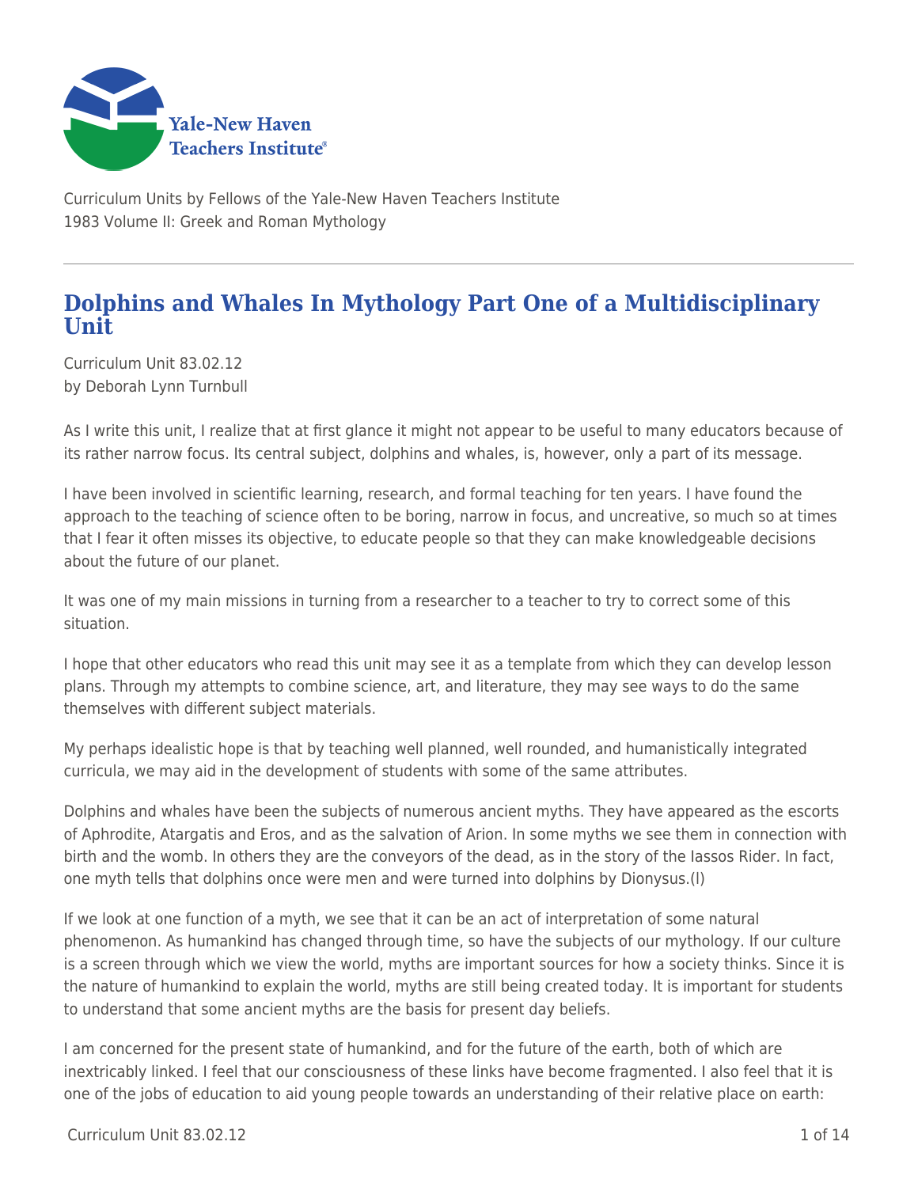Curriculum Units by Fellows of the Yale-New Haven Teachers Institute
1983 Volume II: Greek and Roman Mythology

# Dolphins and Whales In Mythology Part One of a Multidisciplinary Unit

Curriculum Unit 83.02.12
by Deborah Lynn Turnbull

As I write this unit, I realize that at first glance it might not appear to be useful to many educators because of its rather narrow focus. Its central subject, dolphins and whales, is, however, only a part of its message.

I have been involved in scientific learning, research, and formal teaching for ten years. I have found the approach to the teaching of science often to be boring, narrow in focus, and uncreative, so much so at times that I fear it often misses its objective, to educate people so that they can make knowledgeable decisions about the future of our planet.

It was one of my main missions in turning from a researcher to a teacher to try to correct some of this situation.

I hope that other educators who read this unit may see it as a template from which they can develop lesson plans. Through my attempts to combine science, art, and literature, they may see ways to do the same themselves with different subject materials.

My perhaps idealistic hope is that by teaching well planned, well rounded, and humanistically integrated curricula, we may aid in the development of students with some of the same attributes.

Dolphins and whales have been the subjects of numerous ancient myths. They have appeared as the escorts of Aphrodite, Atargatis and Eros, and as the salvation of Arion. In some myths we see them in connection with birth and the womb. In others they are the conveyors of the dead, as in the story of the Iassos Rider. In fact, one myth tells that dolphins once were men and were turned into dolphins by Dionysus.(l)

If we look at one function of a myth, we see that it can be an act of interpretation of some natural phenomenon. As humankind has changed through time, so have the subjects of our mythology. If our culture is a screen through which we view the world, myths are important sources for how a society thinks. Since it is the nature of humankind to explain the world, myths are still being created today. It is important for students to understand that some ancient myths are the basis for present day beliefs.

I am concerned for the present state of humankind, and for the future of the earth, both of which are inextricably linked. I feel that our consciousness of these links have become fragmented. I also feel that it is one of the jobs of education to aid young people towards an understanding of their relative place on earth: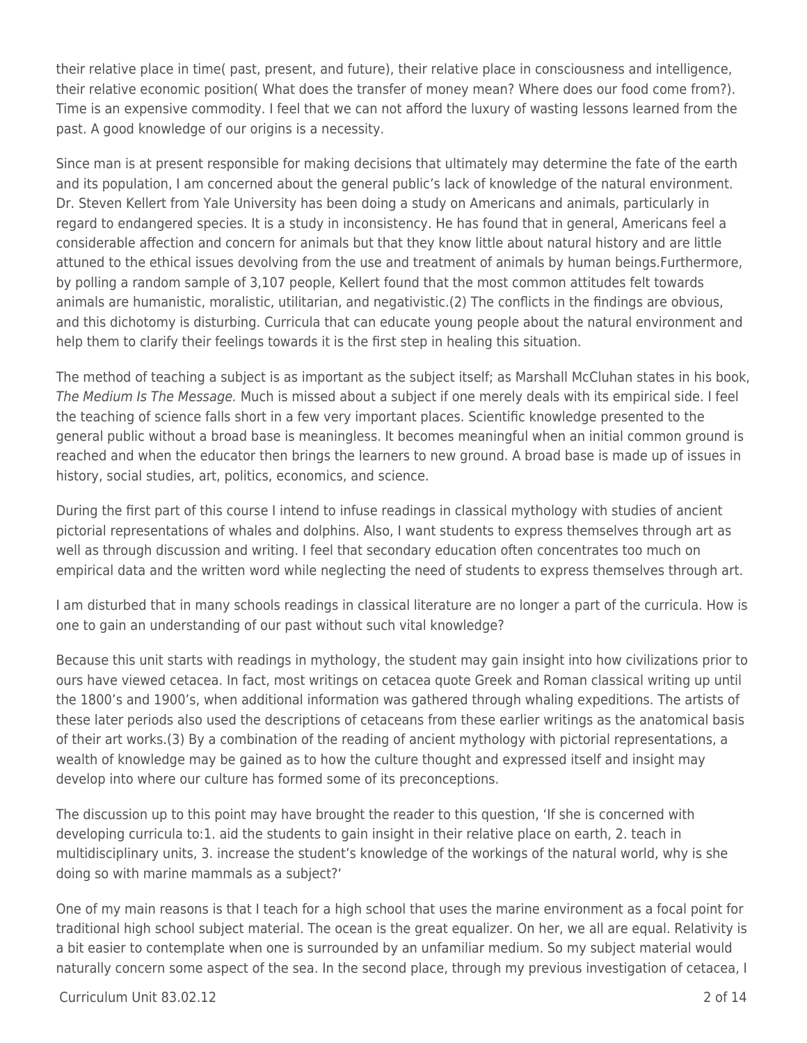their relative place in time( past, present, and future), their relative place in consciousness and intelligence, their relative economic position( What does the transfer of money mean? Where does our food come from?). Time is an expensive commodity. I feel that we can not afford the luxury of wasting lessons learned from the past. A good knowledge of our origins is a necessity.

Since man is at present responsible for making decisions that ultimately may determine the fate of the earth and its population, I am concerned about the general public's lack of knowledge of the natural environment. Dr. Steven Kellert from Yale University has been doing a study on Americans and animals, particularly in regard to endangered species. It is a study in inconsistency. He has found that in general, Americans feel a considerable affection and concern for animals but that they know little about natural history and are little attuned to the ethical issues devolving from the use and treatment of animals by human beings.Furthermore, by polling a random sample of 3,107 people, Kellert found that the most common attitudes felt towards animals are humanistic, moralistic, utilitarian, and negativistic.(2) The conflicts in the findings are obvious, and this dichotomy is disturbing. Curricula that can educate young people about the natural environment and help them to clarify their feelings towards it is the first step in healing this situation.

The method of teaching a subject is as important as the subject itself; as Marshall McCluhan states in his book, *The Medium Is The Message.* Much is missed about a subject if one merely deals with its empirical side. I feel the teaching of science falls short in a few very important places. Scientific knowledge presented to the general public without a broad base is meaningless. It becomes meaningful when an initial common ground is reached and when the educator then brings the learners to new ground. A broad base is made up of issues in history, social studies, art, politics, economics, and science.

During the first part of this course I intend to infuse readings in classical mythology with studies of ancient pictorial representations of whales and dolphins. Also, I want students to express themselves through art as well as through discussion and writing. I feel that secondary education often concentrates too much on empirical data and the written word while neglecting the need of students to express themselves through art.

I am disturbed that in many schools readings in classical literature are no longer a part of the curricula. How is one to gain an understanding of our past without such vital knowledge?

Because this unit starts with readings in mythology, the student may gain insight into how civilizations prior to ours have viewed cetacea. In fact, most writings on cetacea quote Greek and Roman classical writing up until the 1800's and 1900's, when additional information was gathered through whaling expeditions. The artists of these later periods also used the descriptions of cetaceans from these earlier writings as the anatomical basis of their art works.(3) By a combination of the reading of ancient mythology with pictorial representations, a wealth of knowledge may be gained as to how the culture thought and expressed itself and insight may develop into where our culture has formed some of its preconceptions.

The discussion up to this point may have brought the reader to this question, 'If she is concerned with developing curricula to:1. aid the students to gain insight in their relative place on earth, 2. teach in multidisciplinary units, 3. increase the student's knowledge of the workings of the natural world, why is she doing so with marine mammals as a subject?'

One of my main reasons is that I teach for a high school that uses the marine environment as a focal point for traditional high school subject material. The ocean is the great equalizer. On her, we all are equal. Relativity is a bit easier to contemplate when one is surrounded by an unfamiliar medium. So my subject material would naturally concern some aspect of the sea. In the second place, through my previous investigation of cetacea, I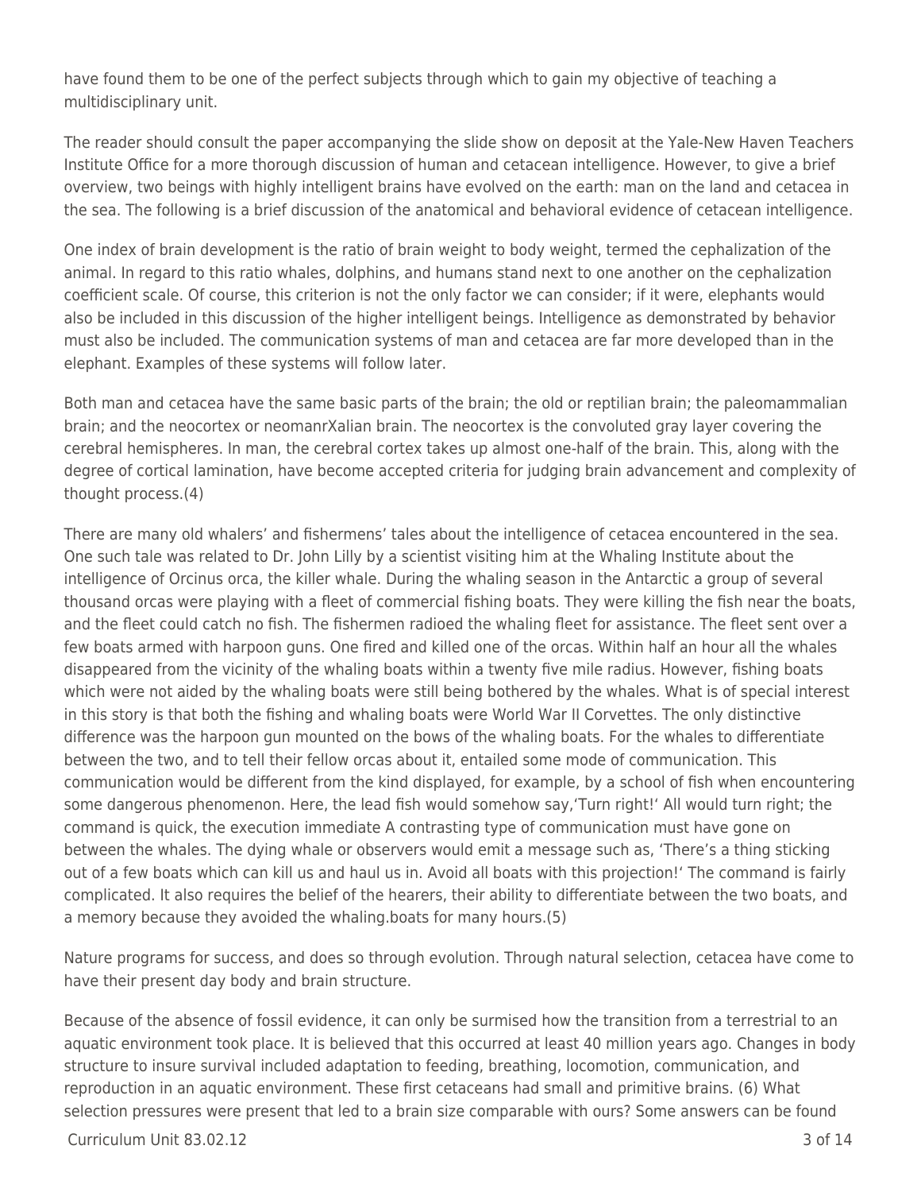have found them to be one of the perfect subjects through which to gain my objective of teaching a multidisciplinary unit.

The reader should consult the paper accompanying the slide show on deposit at the Yale-New Haven Teachers Institute Office for a more thorough discussion of human and cetacean intelligence. However, to give a brief overview, two beings with highly intelligent brains have evolved on the earth: man on the land and cetacea in the sea. The following is a brief discussion of the anatomical and behavioral evidence of cetacean intelligence.

One index of brain development is the ratio of brain weight to body weight, termed the cephalization of the animal. In regard to this ratio whales, dolphins, and humans stand next to one another on the cephalization coefficient scale. Of course, this criterion is not the only factor we can consider; if it were, elephants would also be included in this discussion of the higher intelligent beings. Intelligence as demonstrated by behavior must also be included. The communication systems of man and cetacea are far more developed than in the elephant. Examples of these systems will follow later.

Both man and cetacea have the same basic parts of the brain; the old or reptilian brain; the paleomammalian brain; and the neocortex or neomanrXalian brain. The neocortex is the convoluted gray layer covering the cerebral hemispheres. In man, the cerebral cortex takes up almost one-half of the brain. This, along with the degree of cortical lamination, have become accepted criteria for judging brain advancement and complexity of thought process.(4)

There are many old whalers' and fishermens' tales about the intelligence of cetacea encountered in the sea. One such tale was related to Dr. John Lilly by a scientist visiting him at the Whaling Institute about the intelligence of Orcinus orca, the killer whale. During the whaling season in the Antarctic a group of several thousand orcas were playing with a fleet of commercial fishing boats. They were killing the fish near the boats, and the fleet could catch no fish. The fishermen radioed the whaling fleet for assistance. The fleet sent over a few boats armed with harpoon guns. One fired and killed one of the orcas. Within half an hour all the whales disappeared from the vicinity of the whaling boats within a twenty five mile radius. However, fishing boats which were not aided by the whaling boats were still being bothered by the whales. What is of special interest in this story is that both the fishing and whaling boats were World War II Corvettes. The only distinctive difference was the harpoon gun mounted on the bows of the whaling boats. For the whales to differentiate between the two, and to tell their fellow orcas about it, entailed some mode of communication. This communication would be different from the kind displayed, for example, by a school of fish when encountering some dangerous phenomenon. Here, the lead fish would somehow say,'Turn right!' All would turn right; the command is quick, the execution immediate A contrasting type of communication must have gone on between the whales. The dying whale or observers would emit a message such as, 'There's a thing sticking out of a few boats which can kill us and haul us in. Avoid all boats with this projection!' The command is fairly complicated. It also requires the belief of the hearers, their ability to differentiate between the two boats, and a memory because they avoided the whaling.boats for many hours.(5)

Nature programs for success, and does so through evolution. Through natural selection, cetacea have come to have their present day body and brain structure.

Because of the absence of fossil evidence, it can only be surmised how the transition from a terrestrial to an aquatic environment took place. It is believed that this occurred at least 40 million years ago. Changes in body structure to insure survival included adaptation to feeding, breathing, locomotion, communication, and reproduction in an aquatic environment. These first cetaceans had small and primitive brains. (6) What selection pressures were present that led to a brain size comparable with ours? Some answers can be found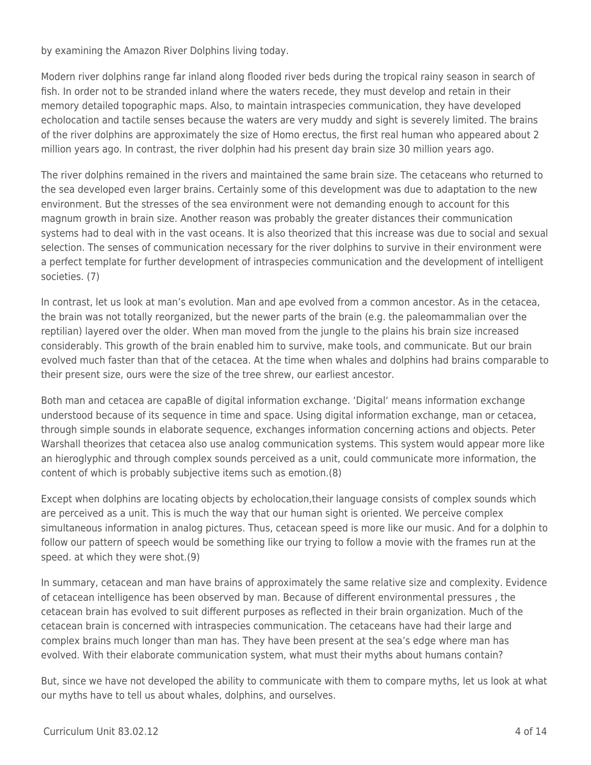by examining the Amazon River Dolphins living today.

Modern river dolphins range far inland along flooded river beds during the tropical rainy season in search of fish. In order not to be stranded inland where the waters recede, they must develop and retain in their memory detailed topographic maps. Also, to maintain intraspecies communication, they have developed echolocation and tactile senses because the waters are very muddy and sight is severely limited. The brains of the river dolphins are approximately the size of Homo erectus, the first real human who appeared about 2 million years ago. In contrast, the river dolphin had his present day brain size 30 million years ago.

The river dolphins remained in the rivers and maintained the same brain size. The cetaceans who returned to the sea developed even larger brains. Certainly some of this development was due to adaptation to the new environment. But the stresses of the sea environment were not demanding enough to account for this magnum growth in brain size. Another reason was probably the greater distances their communication systems had to deal with in the vast oceans. It is also theorized that this increase was due to social and sexual selection. The senses of communication necessary for the river dolphins to survive in their environment were a perfect template for further development of intraspecies communication and the development of intelligent societies. (7)

In contrast, let us look at man's evolution. Man and ape evolved from a common ancestor. As in the cetacea, the brain was not totally reorganized, but the newer parts of the brain (e.g. the paleomammalian over the reptilian) layered over the older. When man moved from the jungle to the plains his brain size increased considerably. This growth of the brain enabled him to survive, make tools, and communicate. But our brain evolved much faster than that of the cetacea. At the time when whales and dolphins had brains comparable to their present size, ours were the size of the tree shrew, our earliest ancestor.

Both man and cetacea are capaBle of digital information exchange. 'Digital' means information exchange understood because of its sequence in time and space. Using digital information exchange, man or cetacea, through simple sounds in elaborate sequence, exchanges information concerning actions and objects. Peter Warshall theorizes that cetacea also use analog communication systems. This system would appear more like an hieroglyphic and through complex sounds perceived as a unit, could communicate more information, the content of which is probably subjective items such as emotion.(8)

Except when dolphins are locating objects by echolocation,their language consists of complex sounds which are perceived as a unit. This is much the way that our human sight is oriented. We perceive complex simultaneous information in analog pictures. Thus, cetacean speed is more like our music. And for a dolphin to follow our pattern of speech would be something like our trying to follow a movie with the frames run at the speed. at which they were shot.(9)

In summary, cetacean and man have brains of approximately the same relative size and complexity. Evidence of cetacean intelligence has been observed by man. Because of different environmental pressures , the cetacean brain has evolved to suit different purposes as reflected in their brain organization. Much of the cetacean brain is concerned with intraspecies communication. The cetaceans have had their large and complex brains much longer than man has. They have been present at the sea's edge where man has evolved. With their elaborate communication system, what must their myths about humans contain?

But, since we have not developed the ability to communicate with them to compare myths, let us look at what our myths have to tell us about whales, dolphins, and ourselves.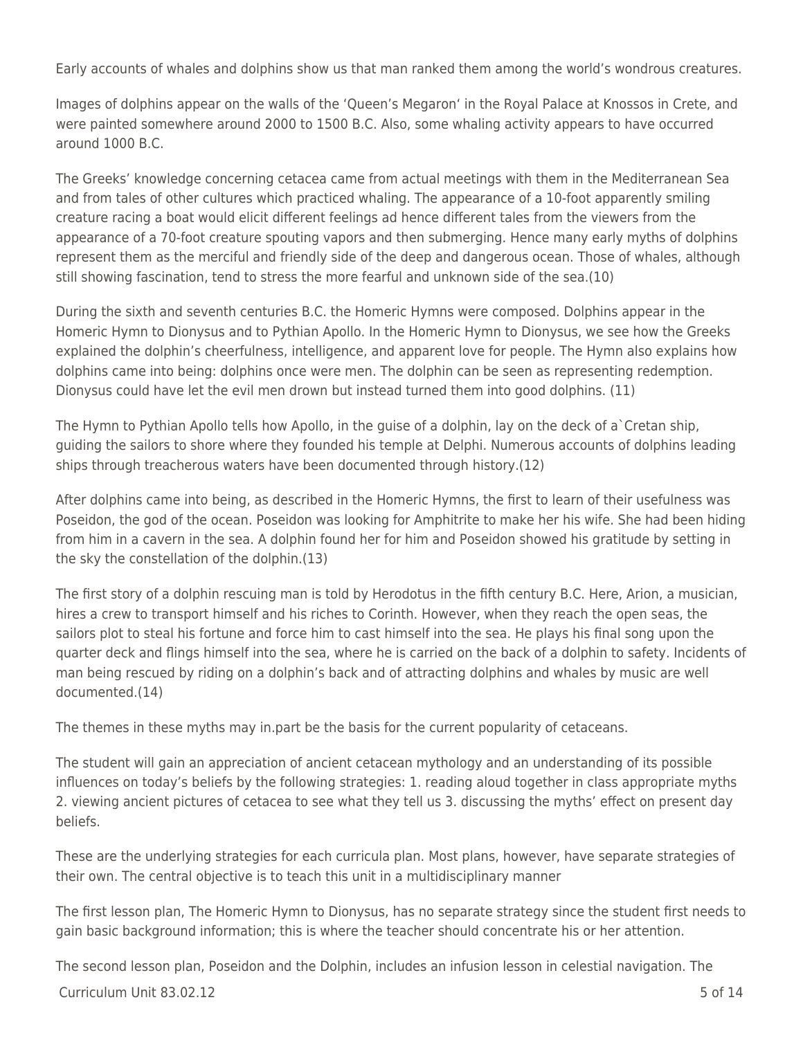Early accounts of whales and dolphins show us that man ranked them among the world's wondrous creatures.

Images of dolphins appear on the walls of the 'Queen's Megaron' in the Royal Palace at Knossos in Crete, and were painted somewhere around 2000 to 1500 B.C. Also, some whaling activity appears to have occurred around 1000 B.C.

The Greeks' knowledge concerning cetacea came from actual meetings with them in the Mediterranean Sea and from tales of other cultures which practiced whaling. The appearance of a 10-foot apparently smiling creature racing a boat would elicit different feelings ad hence different tales from the viewers from the appearance of a 70-foot creature spouting vapors and then submerging. Hence many early myths of dolphins represent them as the merciful and friendly side of the deep and dangerous ocean. Those of whales, although still showing fascination, tend to stress the more fearful and unknown side of the sea.(10)

During the sixth and seventh centuries B.C. the Homeric Hymns were composed. Dolphins appear in the Homeric Hymn to Dionysus and to Pythian Apollo. In the Homeric Hymn to Dionysus, we see how the Greeks explained the dolphin's cheerfulness, intelligence, and apparent love for people. The Hymn also explains how dolphins came into being: dolphins once were men. The dolphin can be seen as representing redemption. Dionysus could have let the evil men drown but instead turned them into good dolphins. (11)

The Hymn to Pythian Apollo tells how Apollo, in the guise of a dolphin, lay on the deck of a`Cretan ship, guiding the sailors to shore where they founded his temple at Delphi. Numerous accounts of dolphins leading ships through treacherous waters have been documented through history.(12)

After dolphins came into being, as described in the Homeric Hymns, the first to learn of their usefulness was Poseidon, the god of the ocean. Poseidon was looking for Amphitrite to make her his wife. She had been hiding from him in a cavern in the sea. A dolphin found her for him and Poseidon showed his gratitude by setting in the sky the constellation of the dolphin.(13)

The first story of a dolphin rescuing man is told by Herodotus in the fifth century B.C. Here, Arion, a musician, hires a crew to transport himself and his riches to Corinth. However, when they reach the open seas, the sailors plot to steal his fortune and force him to cast himself into the sea. He plays his final song upon the quarter deck and flings himself into the sea, where he is carried on the back of a dolphin to safety. Incidents of man being rescued by riding on a dolphin's back and of attracting dolphins and whales by music are well documented.(14)

The themes in these myths may in.part be the basis for the current popularity of cetaceans.

The student will gain an appreciation of ancient cetacean mythology and an understanding of its possible influences on today's beliefs by the following strategies: 1. reading aloud together in class appropriate myths 2. viewing ancient pictures of cetacea to see what they tell us 3. discussing the myths' effect on present day beliefs.

These are the underlying strategies for each curricula plan. Most plans, however, have separate strategies of their own. The central objective is to teach this unit in a multidisciplinary manner

The first lesson plan, The Homeric Hymn to Dionysus, has no separate strategy since the student first needs to gain basic background information; this is where the teacher should concentrate his or her attention.

The second lesson plan, Poseidon and the Dolphin, includes an infusion lesson in celestial navigation. The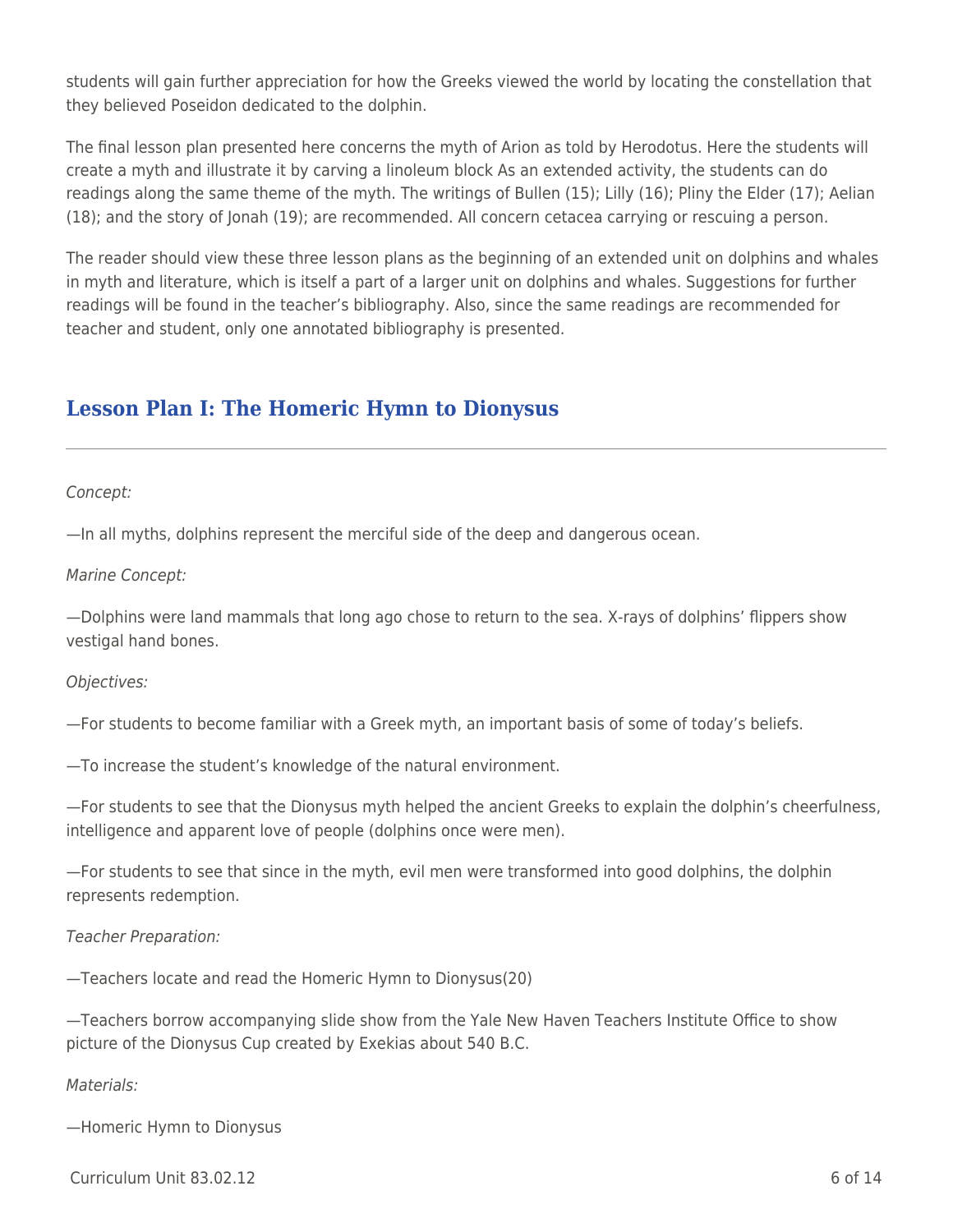students will gain further appreciation for how the Greeks viewed the world by locating the constellation that they believed Poseidon dedicated to the dolphin.

The final lesson plan presented here concerns the myth of Arion as told by Herodotus. Here the students will create a myth and illustrate it by carving a linoleum block As an extended activity, the students can do readings along the same theme of the myth. The writings of Bullen (15); Lilly (16); Pliny the Elder (17); Aelian (18); and the story of Jonah (19); are recommended. All concern cetacea carrying or rescuing a person.

The reader should view these three lesson plans as the beginning of an extended unit on dolphins and whales in myth and literature, which is itself a part of a larger unit on dolphins and whales. Suggestions for further readings will be found in the teacher's bibliography. Also, since the same readings are recommended for teacher and student, only one annotated bibliography is presented.

## Lesson Plan I: The Homeric Hymn to Dionysus

*Concept:*

—In all myths, dolphins represent the merciful side of the deep and dangerous ocean.

*Marine Concept:*

—Dolphins were land mammals that long ago chose to return to the sea. X-rays of dolphins' flippers show vestigal hand bones.

*Objectives:*

—For students to become familiar with a Greek myth, an important basis of some of today's beliefs.

—To increase the student's knowledge of the natural environment.

—For students to see that the Dionysus myth helped the ancient Greeks to explain the dolphin's cheerfulness, intelligence and apparent love of people (dolphins once were men).

—For students to see that since in the myth, evil men were transformed into good dolphins, the dolphin represents redemption.

*Teacher Preparation:*

—Teachers locate and read the Homeric Hymn to Dionysus(20)

—Teachers borrow accompanying slide show from the Yale New Haven Teachers Institute Office to show picture of the Dionysus Cup created by Exekias about 540 B.C.

*Materials:*

—Homeric Hymn to Dionysus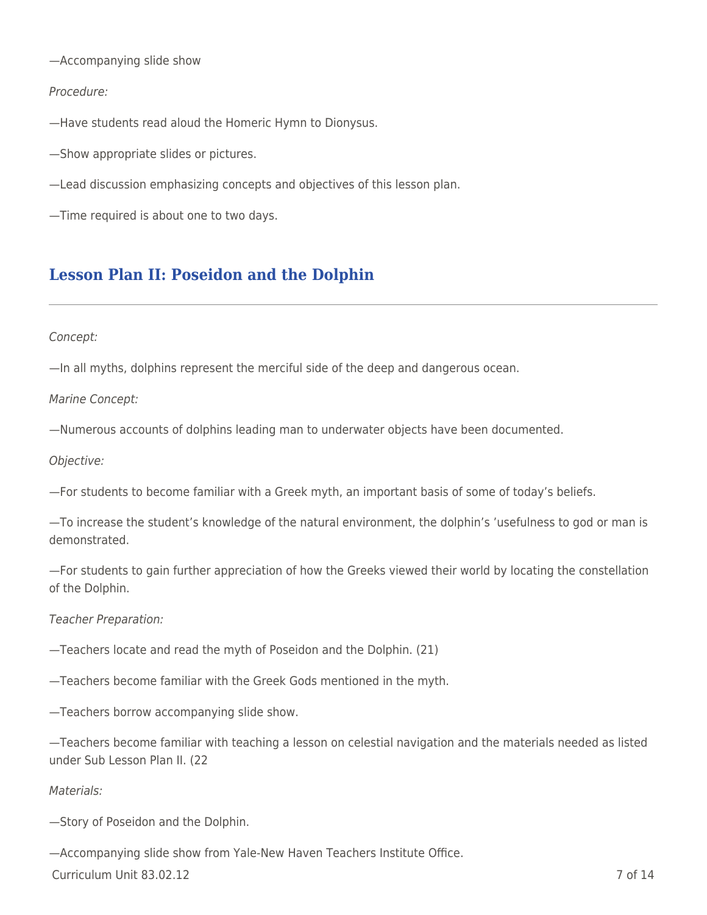—Accompanying slide show

*Procedure:*

—Have students read aloud the Homeric Hymn to Dionysus.

—Show appropriate slides or pictures.

—Lead discussion emphasizing concepts and objectives of this lesson plan.

—Time required is about one to two days.

## Lesson Plan II: Poseidon and the Dolphin

*Concept:*

—In all myths, dolphins represent the merciful side of the deep and dangerous ocean.

*Marine Concept:*

—Numerous accounts of dolphins leading man to underwater objects have been documented.

*Objective:*

—For students to become familiar with a Greek myth, an important basis of some of today's beliefs.

—To increase the student's knowledge of the natural environment, the dolphin's 'usefulness to god or man is demonstrated.

—For students to gain further appreciation of how the Greeks viewed their world by locating the constellation of the Dolphin.

*Teacher Preparation:*

—Teachers locate and read the myth of Poseidon and the Dolphin. (21)

—Teachers become familiar with the Greek Gods mentioned in the myth.

—Teachers borrow accompanying slide show.

—Teachers become familiar with teaching a lesson on celestial navigation and the materials needed as listed under Sub Lesson Plan II. (22

*Materials:*

—Story of Poseidon and the Dolphin.

—Accompanying slide show from Yale-New Haven Teachers Institute Office.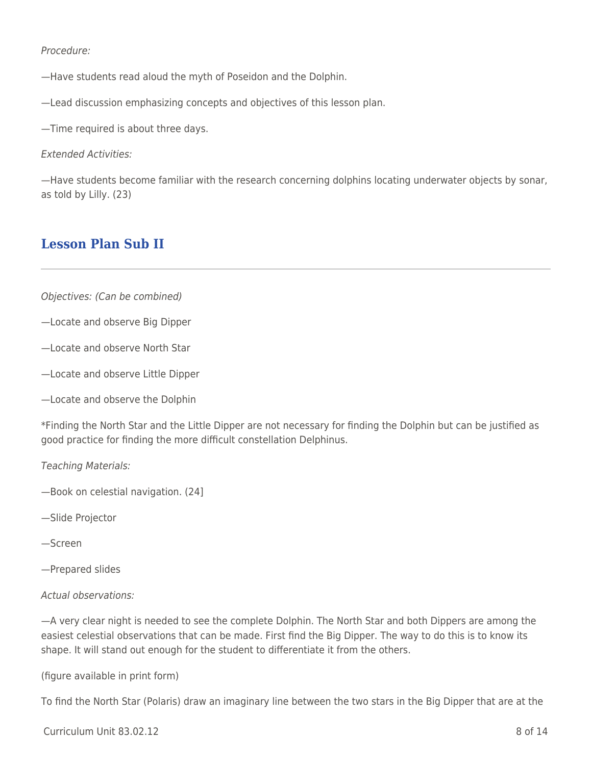*Procedure:*

—Have students read aloud the myth of Poseidon and the Dolphin.

—Lead discussion emphasizing concepts and objectives of this lesson plan.

—Time required is about three days.

*Extended Activities:*

—Have students become familiar with the research concerning dolphins locating underwater objects by sonar, as told by Lilly. (23)

## Lesson Plan Sub II

*Objectives: (Can be combined)*

—Locate and observe Big Dipper

—Locate and observe North Star

—Locate and observe Little Dipper

—Locate and observe the Dolphin

*Finding the North Star and the Little Dipper are not necessary for finding the Dolphin but can be justified as good practice for finding the more difficult constellation Delphinus.

*Teaching Materials:*

—Book on celestial navigation. (24]

—Slide Projector

—Screen

—Prepared slides

*Actual observations:*

—A very clear night is needed to see the complete Dolphin. The North Star and both Dippers are among the easiest celestial observations that can be made. First find the Big Dipper. The way to do this is to know its shape. It will stand out enough for the student to differentiate it from the others.

(figure available in print form)

To find the North Star (Polaris) draw an imaginary line between the two stars in the Big Dipper that are at the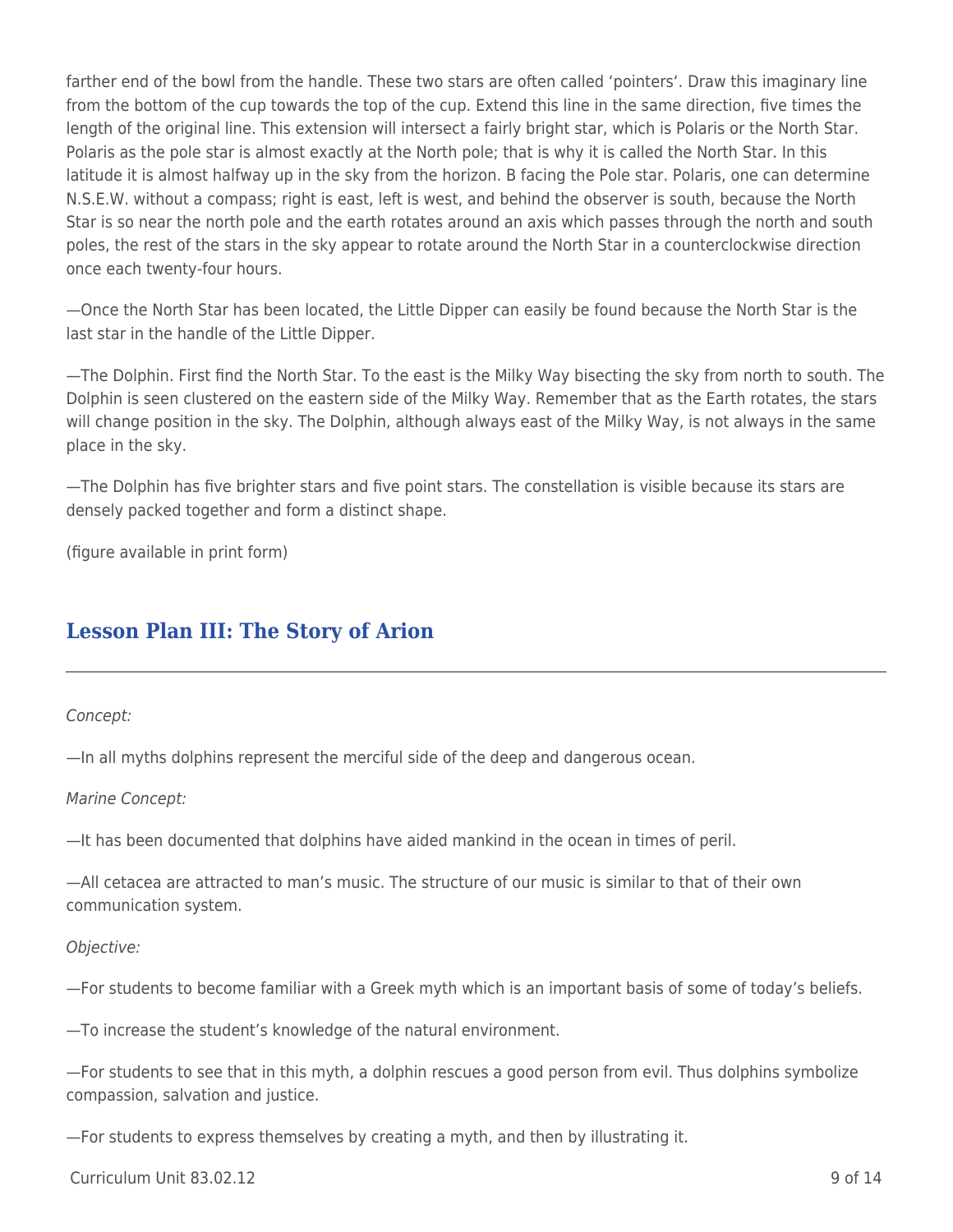farther end of the bowl from the handle. These two stars are often called 'pointers'. Draw this imaginary line from the bottom of the cup towards the top of the cup. Extend this line in the same direction, five times the length of the original line. This extension will intersect a fairly bright star, which is Polaris or the North Star. Polaris as the pole star is almost exactly at the North pole; that is why it is called the North Star. In this latitude it is almost halfway up in the sky from the horizon. B facing the Pole star. Polaris, one can determine N.S.E.W. without a compass; right is east, left is west, and behind the observer is south, because the North Star is so near the north pole and the earth rotates around an axis which passes through the north and south poles, the rest of the stars in the sky appear to rotate around the North Star in a counterclockwise direction once each twenty-four hours.

—Once the North Star has been located, the Little Dipper can easily be found because the North Star is the last star in the handle of the Little Dipper.

—The Dolphin. First find the North Star. To the east is the Milky Way bisecting the sky from north to south. The Dolphin is seen clustered on the eastern side of the Milky Way. Remember that as the Earth rotates, the stars will change position in the sky. The Dolphin, although always east of the Milky Way, is not always in the same place in the sky.

—The Dolphin has five brighter stars and five point stars. The constellation is visible because its stars are densely packed together and form a distinct shape.

(figure available in print form)

## Lesson Plan III: The Story of Arion

*Concept:*

—In all myths dolphins represent the merciful side of the deep and dangerous ocean.

*Marine Concept:*

—It has been documented that dolphins have aided mankind in the ocean in times of peril.

—All cetacea are attracted to man's music. The structure of our music is similar to that of their own communication system.

*Objective:*

—For students to become familiar with a Greek myth which is an important basis of some of today's beliefs.

—To increase the student's knowledge of the natural environment.

—For students to see that in this myth, a dolphin rescues a good person from evil. Thus dolphins symbolize compassion, salvation and justice.

—For students to express themselves by creating a myth, and then by illustrating it.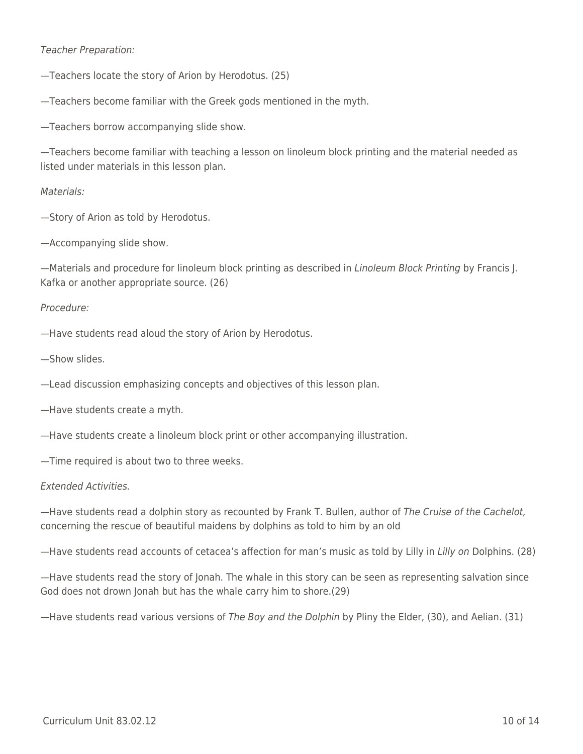*Teacher Preparation:*

—Teachers locate the story of Arion by Herodotus. (25)

—Teachers become familiar with the Greek gods mentioned in the myth.

—Teachers borrow accompanying slide show.

—Teachers become familiar with teaching a lesson on linoleum block printing and the material needed as listed under materials in this lesson plan.

*Materials:*

—Story of Arion as told by Herodotus.

—Accompanying slide show.

—Materials and procedure for linoleum block printing as described in *Linoleum Block Printing* by Francis J. Kafka or another appropriate source. (26)

*Procedure:*

—Have students read aloud the story of Arion by Herodotus.

—Show slides.

—Lead discussion emphasizing concepts and objectives of this lesson plan.

—Have students create a myth.

—Have students create a linoleum block print or other accompanying illustration.

—Time required is about two to three weeks.

*Extended Activities.*

—Have students read a dolphin story as recounted by Frank T. Bullen, author of *The Cruise of the Cachelot,* concerning the rescue of beautiful maidens by dolphins as told to him by an old

—Have students read accounts of cetacea's affection for man's music as told by Lilly in *Lilly on* Dolphins. (28)

—Have students read the story of Jonah. The whale in this story can be seen as representing salvation since God does not drown Jonah but has the whale carry him to shore.(29)

—Have students read various versions of *The Boy and the Dolphin* by Pliny the Elder, (30), and Aelian. (31)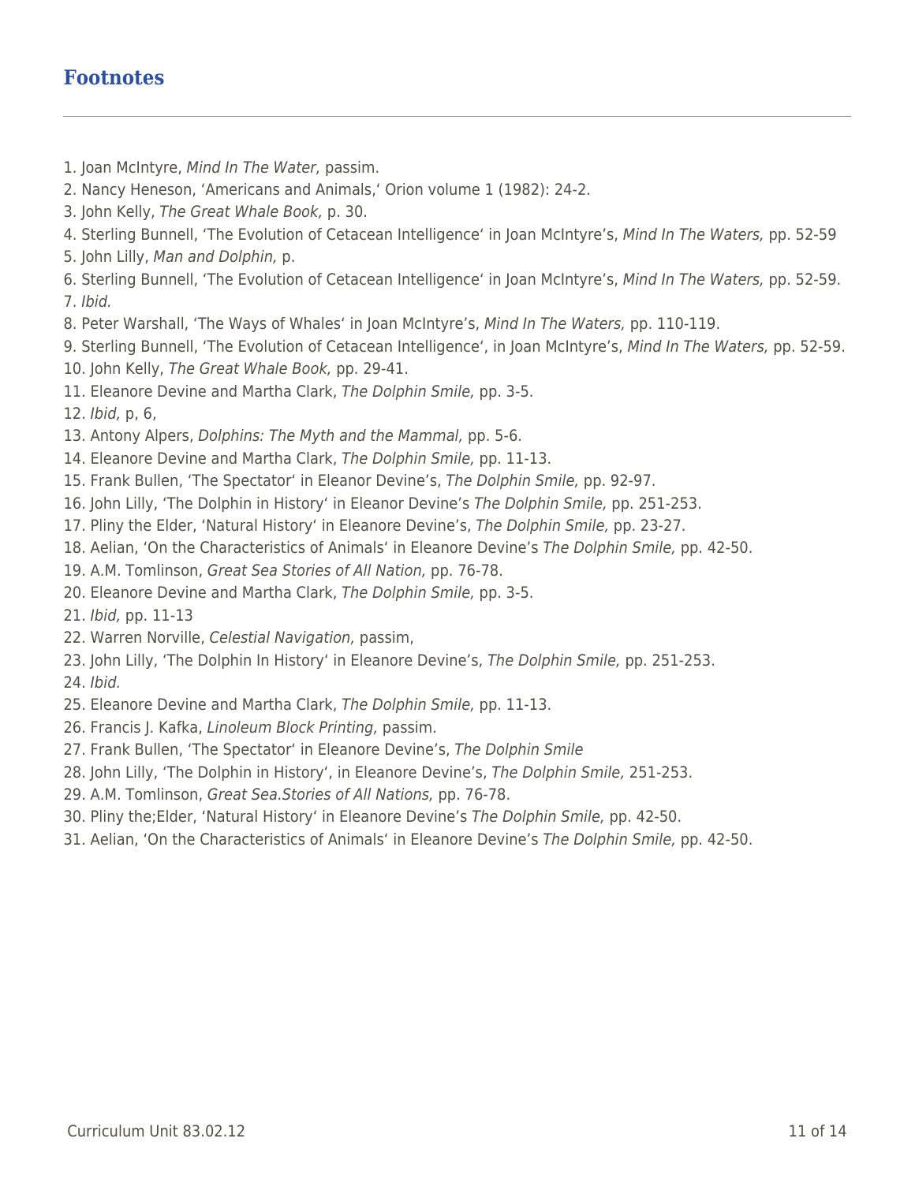## Footnotes

1. Joan McIntyre, *Mind In The Water,* passim.
2. Nancy Heneson, 'Americans and Animals,' Orion volume 1 (1982): 24-2.
3. John Kelly, *The Great Whale Book,* p. 30.
4. Sterling Bunnell, 'The Evolution of Cetacean Intelligence' in Joan McIntyre's, *Mind In The Waters,* pp. 52-59
5. John Lilly, *Man and Dolphin,* p.
6. Sterling Bunnell, 'The Evolution of Cetacean Intelligence' in Joan McIntyre's, *Mind In The Waters,* pp. 52-59.
7. *Ibid.*
8. Peter Warshall, 'The Ways of Whales' in Joan McIntyre's, *Mind In The Waters,* pp. 110-119.
9. Sterling Bunnell, 'The Evolution of Cetacean Intelligence', in Joan McIntyre's, *Mind In The Waters,* pp. 52-59.
10. John Kelly, *The Great Whale Book,* pp. 29-41.
11. Eleanore Devine and Martha Clark, *The Dolphin Smile,* pp. 3-5.
12. *Ibid,* p, 6,
13. Antony Alpers, *Dolphins: The Myth and the Mammal,* pp. 5-6.
14. Eleanore Devine and Martha Clark, *The Dolphin Smile,* pp. 11-13.
15. Frank Bullen, 'The Spectator' in Eleanor Devine's, *The Dolphin Smile,* pp. 92-97.
16. John Lilly, 'The Dolphin in History' in Eleanor Devine's *The Dolphin Smile,* pp. 251-253.
17. Pliny the Elder, 'Natural History' in Eleanore Devine's, *The Dolphin Smile,* pp. 23-27.
18. Aelian, 'On the Characteristics of Animals' in Eleanore Devine's *The Dolphin Smile,* pp. 42-50.
19. A.M. Tomlinson, *Great Sea Stories of All Nation,* pp. 76-78.
20. Eleanore Devine and Martha Clark, *The Dolphin Smile,* pp. 3-5.
21. *Ibid,* pp. 11-13
22. Warren Norville, *Celestial Navigation,* passim,
23. John Lilly, 'The Dolphin In History' in Eleanore Devine's, *The Dolphin Smile,* pp. 251-253.
24. *Ibid.*
25. Eleanore Devine and Martha Clark, *The Dolphin Smile,* pp. 11-13.
26. Francis J. Kafka, *Linoleum Block Printing,* passim.
27. Frank Bullen, 'The Spectator' in Eleanore Devine's, *The Dolphin Smile*
28. John Lilly, 'The Dolphin in History', in Eleanore Devine's, *The Dolphin Smile,* 251-253.
29. A.M. Tomlinson, *Great Sea.Stories of All Nations,* pp. 76-78.
30. Pliny the;Elder, 'Natural History' in Eleanore Devine's *The Dolphin Smile,* pp. 42-50.
31. Aelian, 'On the Characteristics of Animals' in Eleanore Devine's *The Dolphin Smile,* pp. 42-50.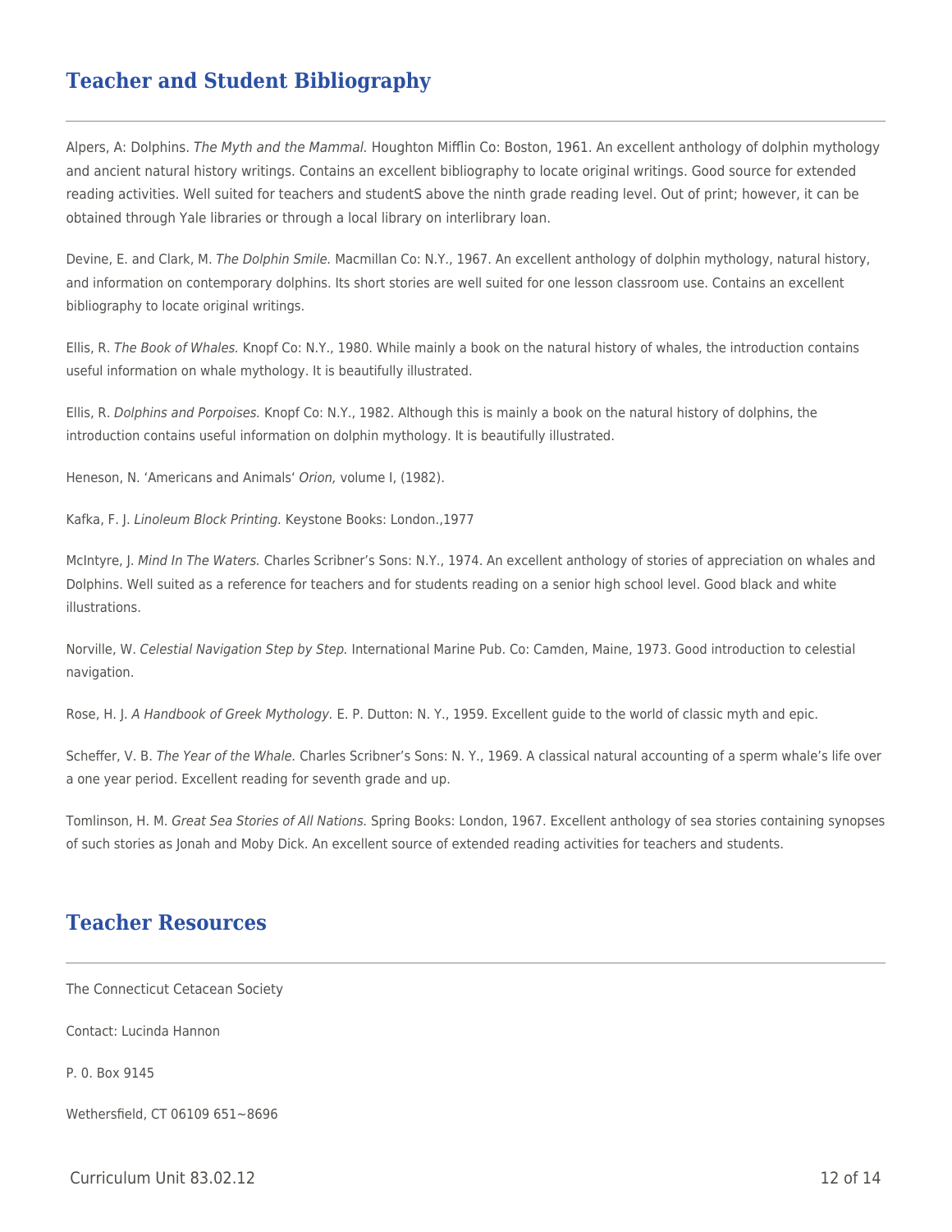## Teacher and Student Bibliography

Alpers, A: Dolphins. *The Myth and the Mammal.* Houghton Mifflin Co: Boston, 1961. An excellent anthology of dolphin mythology and ancient natural history writings. Contains an excellent bibliography to locate original writings. Good source for extended reading activities. Well suited for teachers and studentS above the ninth grade reading level. Out of print; however, it can be obtained through Yale libraries or through a local library on interlibrary loan.

Devine, E. and Clark, M. *The Dolphin Smile.* Macmillan Co: N.Y., 1967. An excellent anthology of dolphin mythology, natural history, and information on contemporary dolphins. Its short stories are well suited for one lesson classroom use. Contains an excellent bibliography to locate original writings.

Ellis, R. *The Book of Whales.* Knopf Co: N.Y., 1980. While mainly a book on the natural history of whales, the introduction contains useful information on whale mythology. It is beautifully illustrated.

Ellis, R. *Dolphins and Porpoises.* Knopf Co: N.Y., 1982. Although this is mainly a book on the natural history of dolphins, the introduction contains useful information on dolphin mythology. It is beautifully illustrated.

Heneson, N. 'Americans and Animals' *Orion,* volume I, (1982).

Kafka, F. J. *Linoleum Block Printing.* Keystone Books: London.,1977

McIntyre, J. *Mind In The Waters.* Charles Scribner's Sons: N.Y., 1974. An excellent anthology of stories of appreciation on whales and Dolphins. Well suited as a reference for teachers and for students reading on a senior high school level. Good black and white illustrations.

Norville, W. *Celestial Navigation Step by Step.* International Marine Pub. Co: Camden, Maine, 1973. Good introduction to celestial navigation.

Rose, H. J. *A Handbook of Greek Mythology.* E. P. Dutton: N. Y., 1959. Excellent guide to the world of classic myth and epic.

Scheffer, V. B. *The Year of the Whale.* Charles Scribner's Sons: N. Y., 1969. A classical natural accounting of a sperm whale's life over a one year period. Excellent reading for seventh grade and up.

Tomlinson, H. M. *Great Sea Stories of All Nations.* Spring Books: London, 1967. Excellent anthology of sea stories containing synopses of such stories as Jonah and Moby Dick. An excellent source of extended reading activities for teachers and students.

## Teacher Resources

The Connecticut Cetacean Society

Contact: Lucinda Hannon

P. 0. Box 9145

Wethersfield, CT 06109 651~8696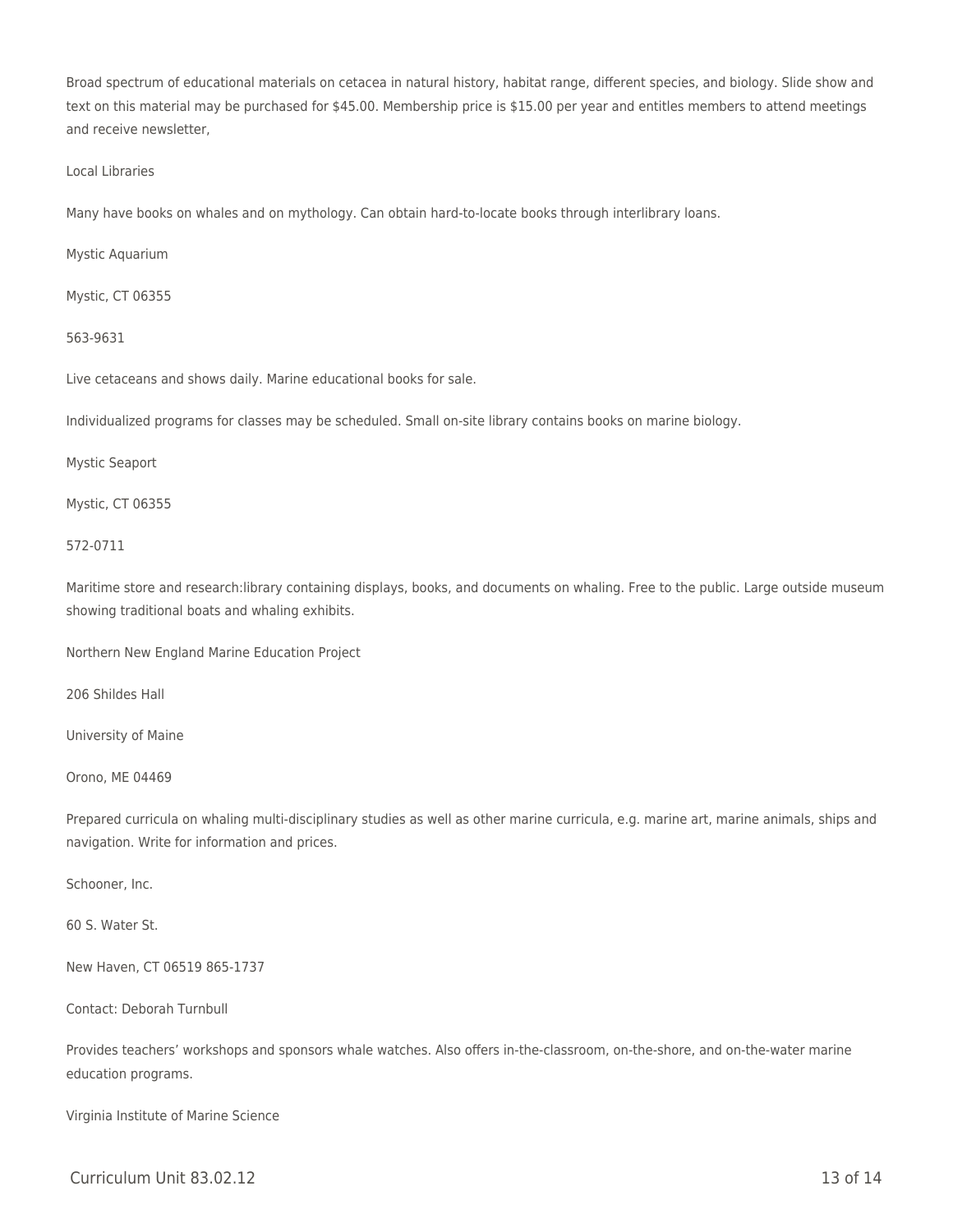Broad spectrum of educational materials on cetacea in natural history, habitat range, different species, and biology. Slide show and text on this material may be purchased for $45.00. Membership price is $15.00 per year and entitles members to attend meetings and receive newsletter,

Local Libraries

Many have books on whales and on mythology. Can obtain hard-to-locate books through interlibrary loans.

Mystic Aquarium

Mystic, CT 06355

563-9631

Live cetaceans and shows daily. Marine educational books for sale.

Individualized programs for classes may be scheduled. Small on-site library contains books on marine biology.

Mystic Seaport

Mystic, CT 06355

572-0711

Maritime store and research:library containing displays, books, and documents on whaling. Free to the public. Large outside museum showing traditional boats and whaling exhibits.

Northern New England Marine Education Project

206 Shildes Hall

University of Maine

Orono, ME 04469

Prepared curricula on whaling multi-disciplinary studies as well as other marine curricula, e.g. marine art, marine animals, ships and navigation. Write for information and prices.

Schooner, Inc.

60 S. Water St.

New Haven, CT 06519 865-1737

Contact: Deborah Turnbull

Provides teachers' workshops and sponsors whale watches. Also offers in-the-classroom, on-the-shore, and on-the-water marine education programs.

Virginia Institute of Marine Science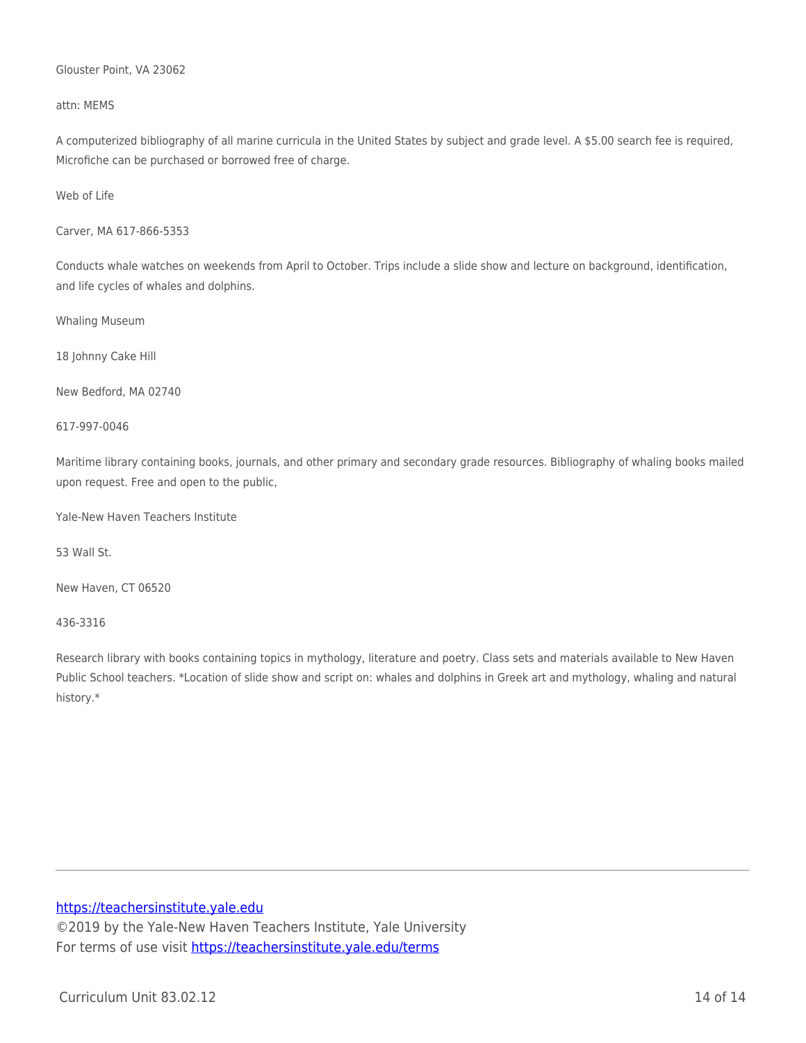Glouster Point, VA 23062

attn: MEMS

A computerized bibliography of all marine curricula in the United States by subject and grade level. A $5.00 search fee is required, Microfiche can be purchased or borrowed free of charge.

Web of Life

Carver, MA 617-866-5353

Conducts whale watches on weekends from April to October. Trips include a slide show and lecture on background, identification, and life cycles of whales and dolphins.

Whaling Museum

18 Johnny Cake Hill

New Bedford, MA 02740

617-997-0046

Maritime library containing books, journals, and other primary and secondary grade resources. Bibliography of whaling books mailed upon request. Free and open to the public,

Yale-New Haven Teachers Institute

53 Wall St.

New Haven, CT 06520

436-3316

Research library with books containing topics in mythology, literature and poetry. Class sets and materials available to New Haven Public School teachers. *Location of slide show and script on: whales and dolphins in Greek art and mythology, whaling and natural history.*